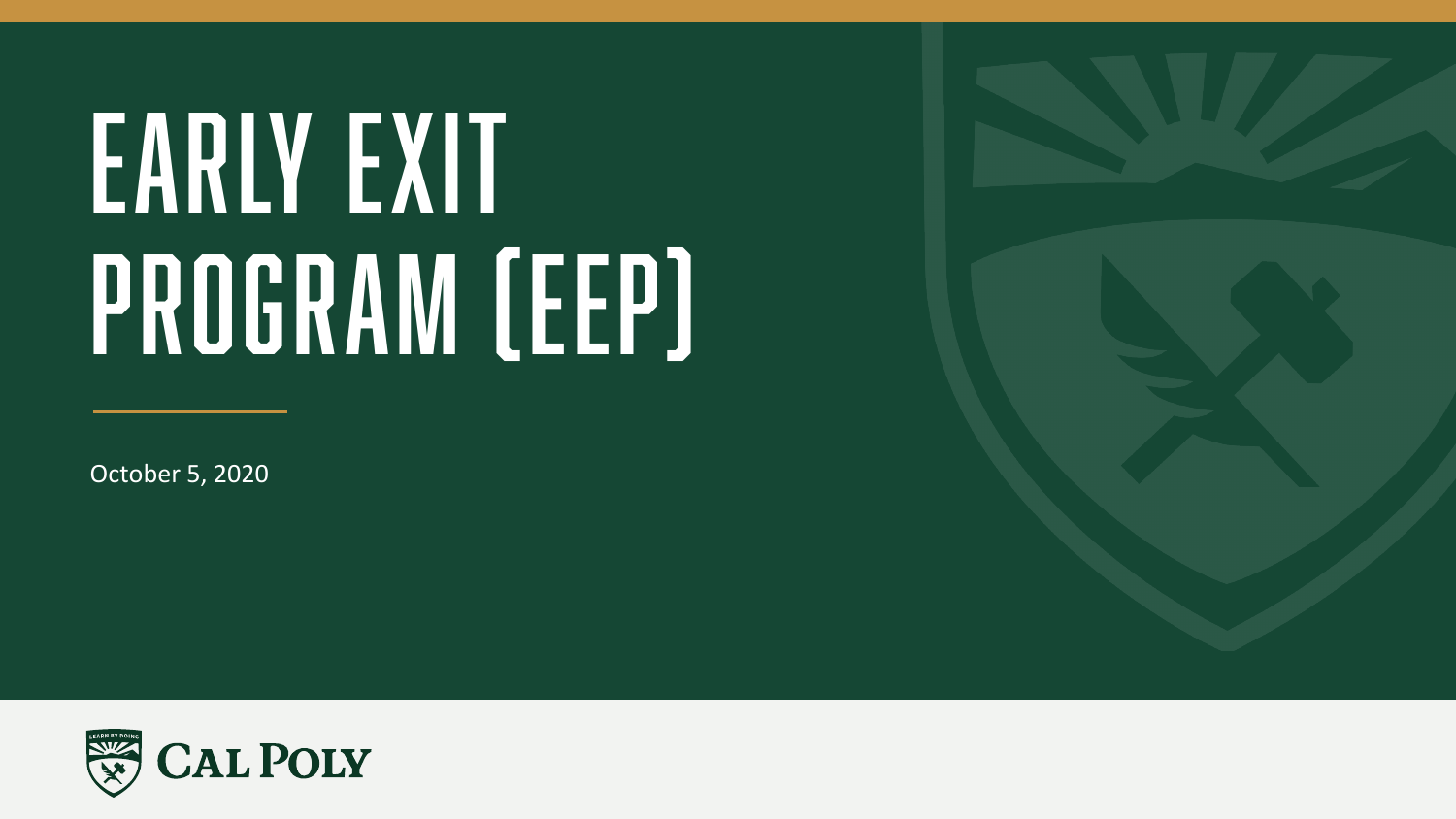# EARLY EXIT PROGRAM (EEP)

October 5, 2020

CAL POLY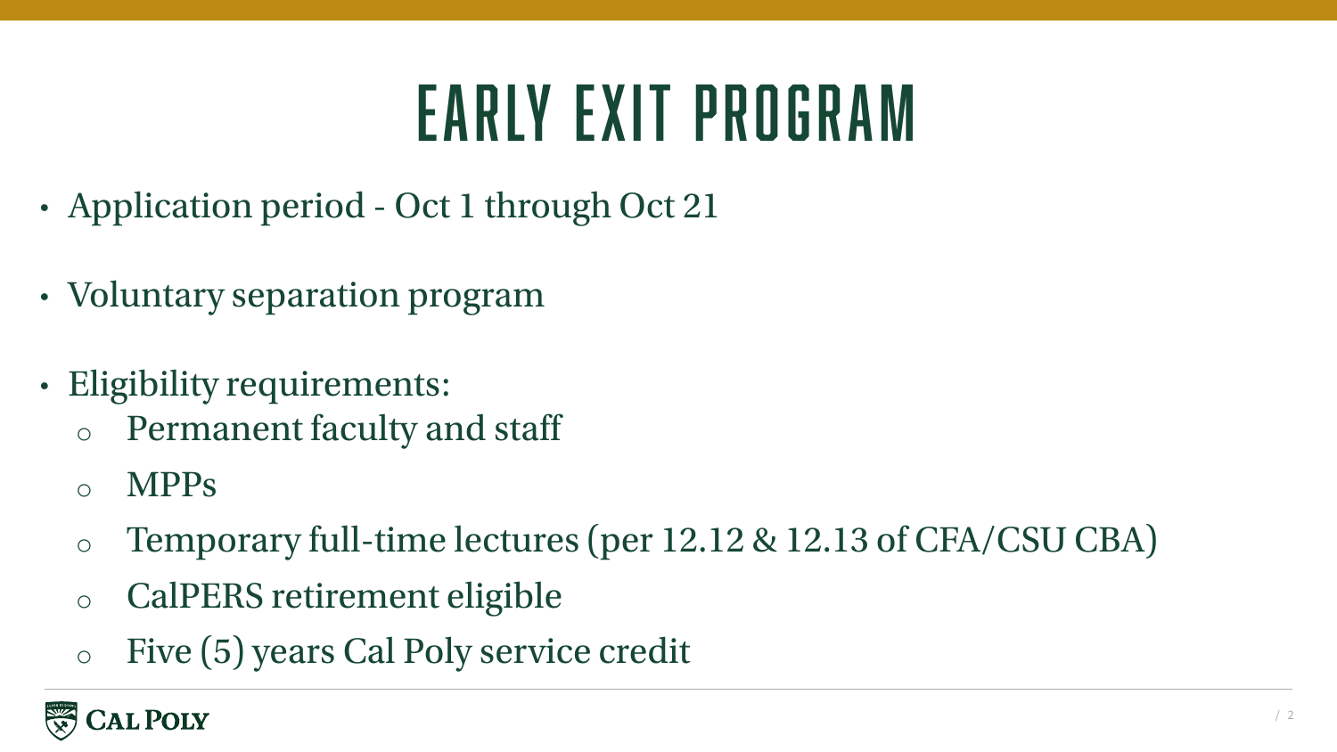# EARLY EXIT PROGRAM

- Application period - Oct 1 through Oct 21
- Voluntary separation program
- Eligibility requirements:
  - Permanent faculty and staff
  - MPPs
  - Temporary full-time lectures (per 12.12 & 12.13 of CFA/CSU CBA)
  - CalPERS retirement eligible
  - Five (5) years Cal Poly service credit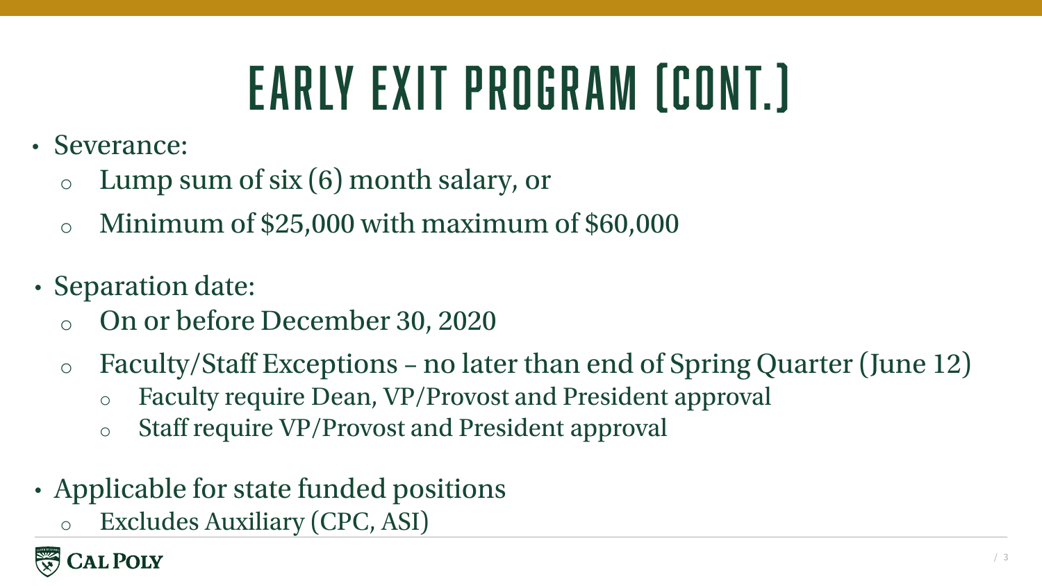# EARLY EXIT PROGRAM (CONT.)

- Severance:
  - Lump sum of six (6) month salary, or
  - Minimum of $25,000 with maximum of $60,000
- Separation date:
  - On or before December 30, 2020
  - Faculty/Staff Exceptions – no later than end of Spring Quarter (June 12)
    - Faculty require Dean, VP/Provost and President approval
    - Staff require VP/Provost and President approval
- Applicable for state funded positions
  - Excludes Auxiliary (CPC, ASI)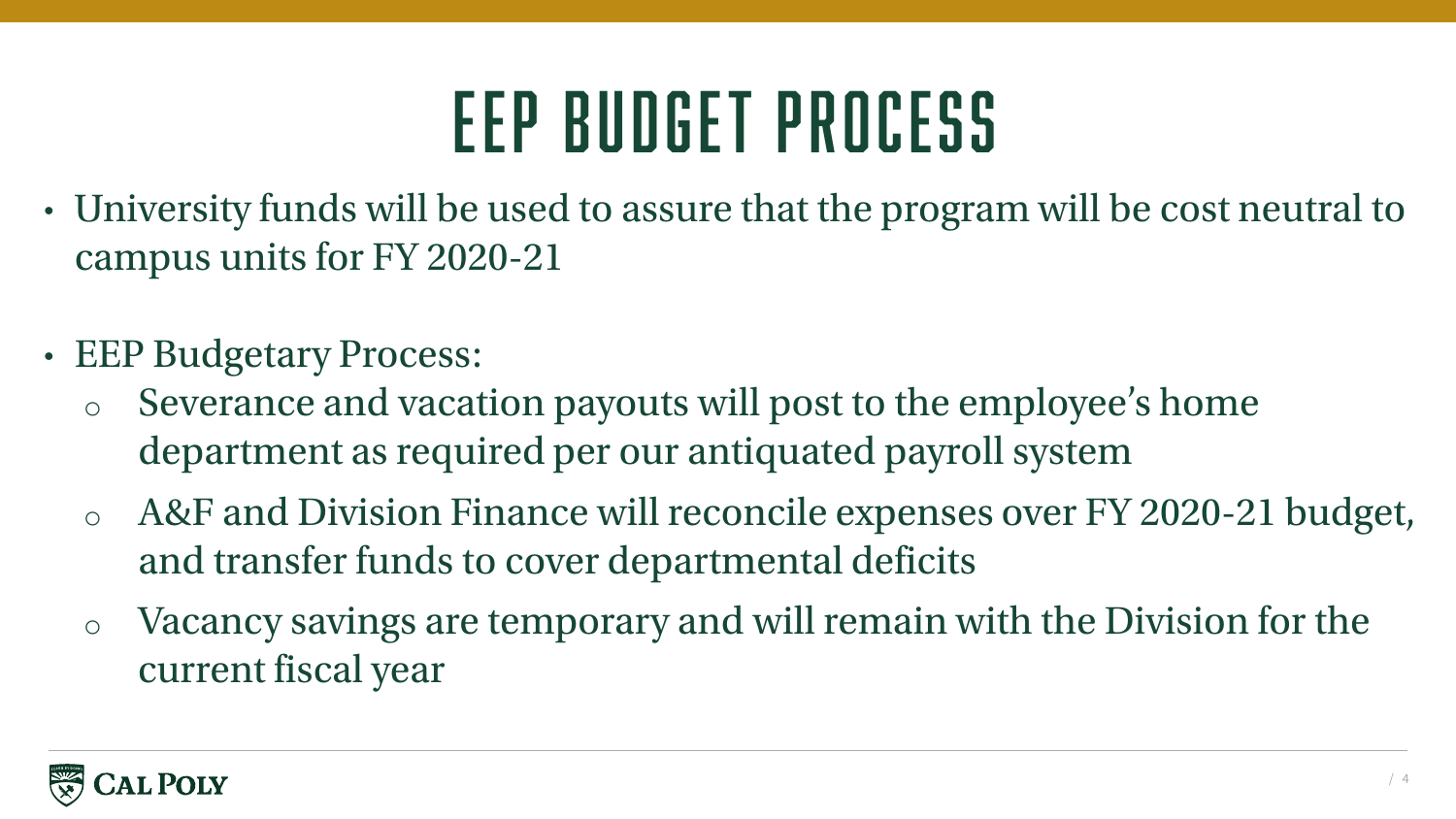# EEP BUDGET PROCESS

- University funds will be used to assure that the program will be cost neutral to campus units for FY 2020-21

- EEP Budgetary Process:
  - Severance and vacation payouts will post to the employee's home department as required per our antiquated payroll system
  - A&F and Division Finance will reconcile expenses over FY 2020-21 budget, and transfer funds to cover departmental deficits
  - Vacancy savings are temporary and will remain with the Division for the current fiscal year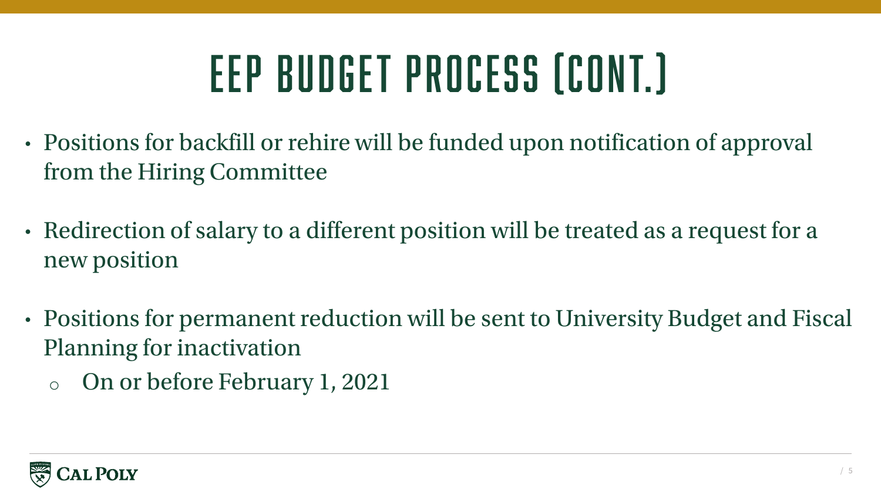# EEP BUDGET PROCESS (CONT.)

- Positions for backfill or rehire will be funded upon notification of approval from the Hiring Committee
- Redirection of salary to a different position will be treated as a request for a new position
- Positions for permanent reduction will be sent to University Budget and Fiscal Planning for inactivation
  - On or before February 1, 2021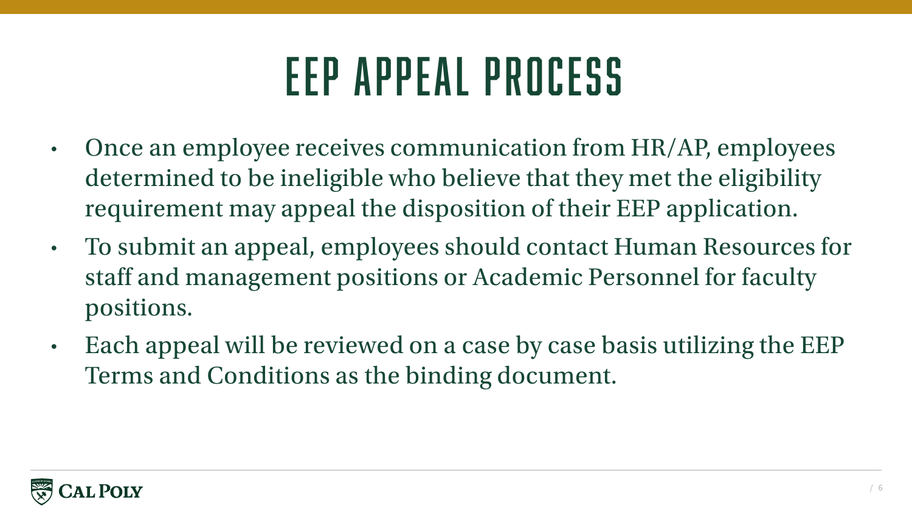# EEP APPEAL PROCESS

- Once an employee receives communication from HR/AP, employees determined to be ineligible who believe that they met the eligibility requirement may appeal the disposition of their EEP application.
- To submit an appeal, employees should contact Human Resources for staff and management positions or Academic Personnel for faculty positions.
- Each appeal will be reviewed on a case by case basis utilizing the EEP Terms and Conditions as the binding document.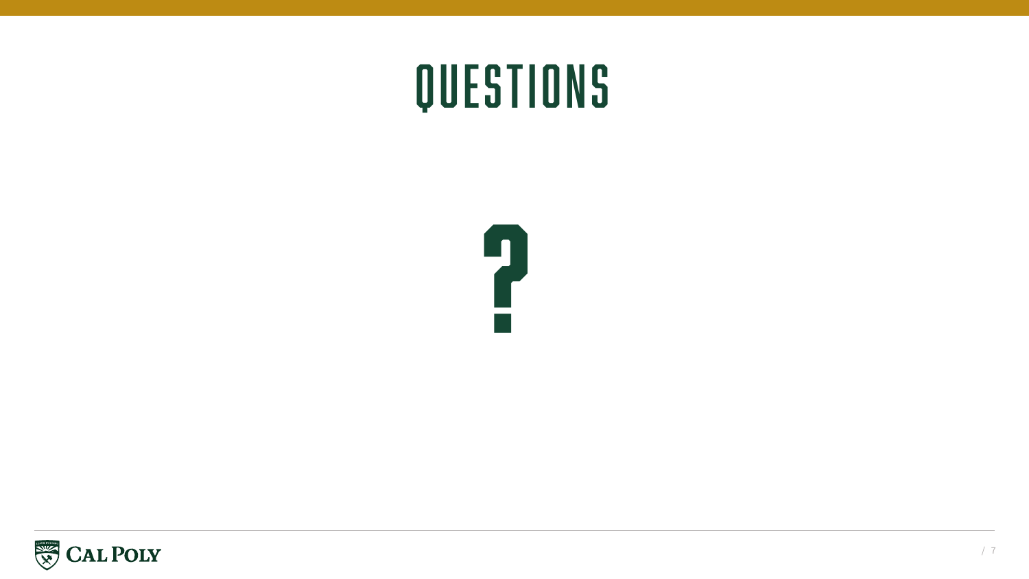# QUESTIONS

?